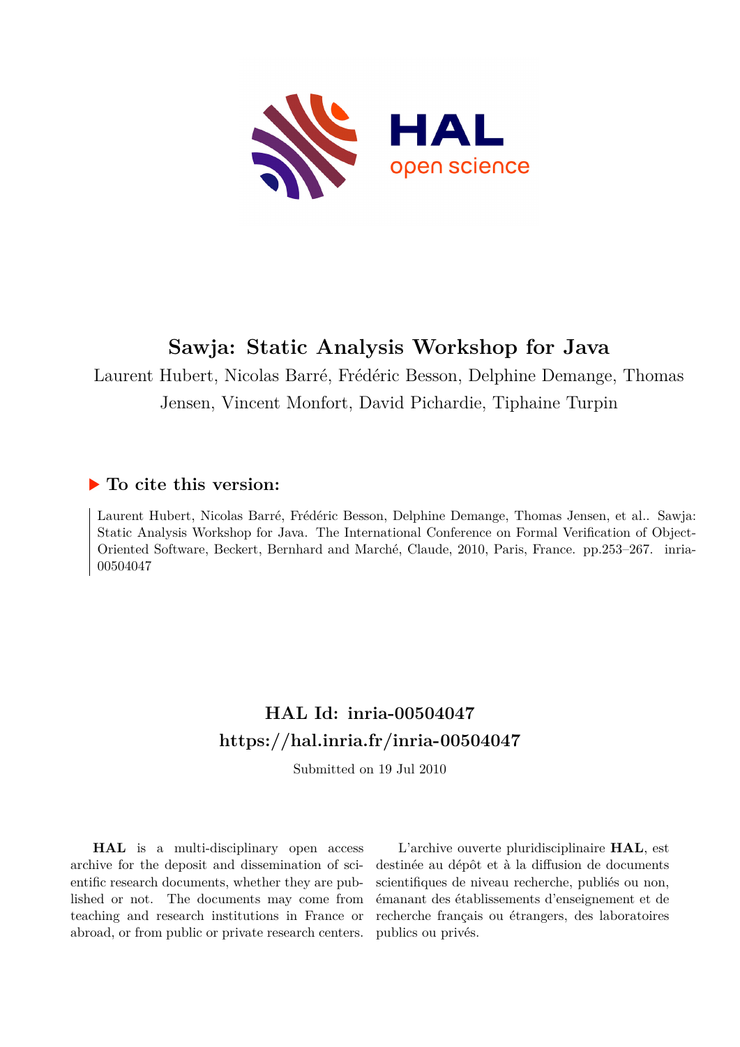# Sawja: Static Analysis Workshop for Java

Laurent Hubert, Nicolas Barré, Frédéric Besson, Delphine Demange, Thomas Jensen, Vincent Monfort, David Pichardie, Tiphaine Turpin

## ▶ To cite this version:

Laurent Hubert, Nicolas Barré, Frédéric Besson, Delphine Demange, Thomas Jensen, et al.. Sawja: Static Analysis Workshop for Java. The International Conference on Formal Verification of Object-Oriented Software, Beckert, Bernhard and Marché, Claude, 2010, Paris, France. pp.253–267. inria-00504047

## HAL Id: inria-00504047

## https://hal.inria.fr/inria-00504047

Submitted on 19 Jul 2010

**HAL** is a multi-disciplinary open access archive for the deposit and dissemination of scientific research documents, whether they are published or not. The documents may come from teaching and research institutions in France or abroad, or from public or private research centers.

L'archive ouverte pluridisciplinaire **HAL**, est destinée au dépôt et à la diffusion de documents scientifiques de niveau recherche, publiés ou non, émanant des établissements d'enseignement et de recherche français ou étrangers, des laboratoires publics ou privés.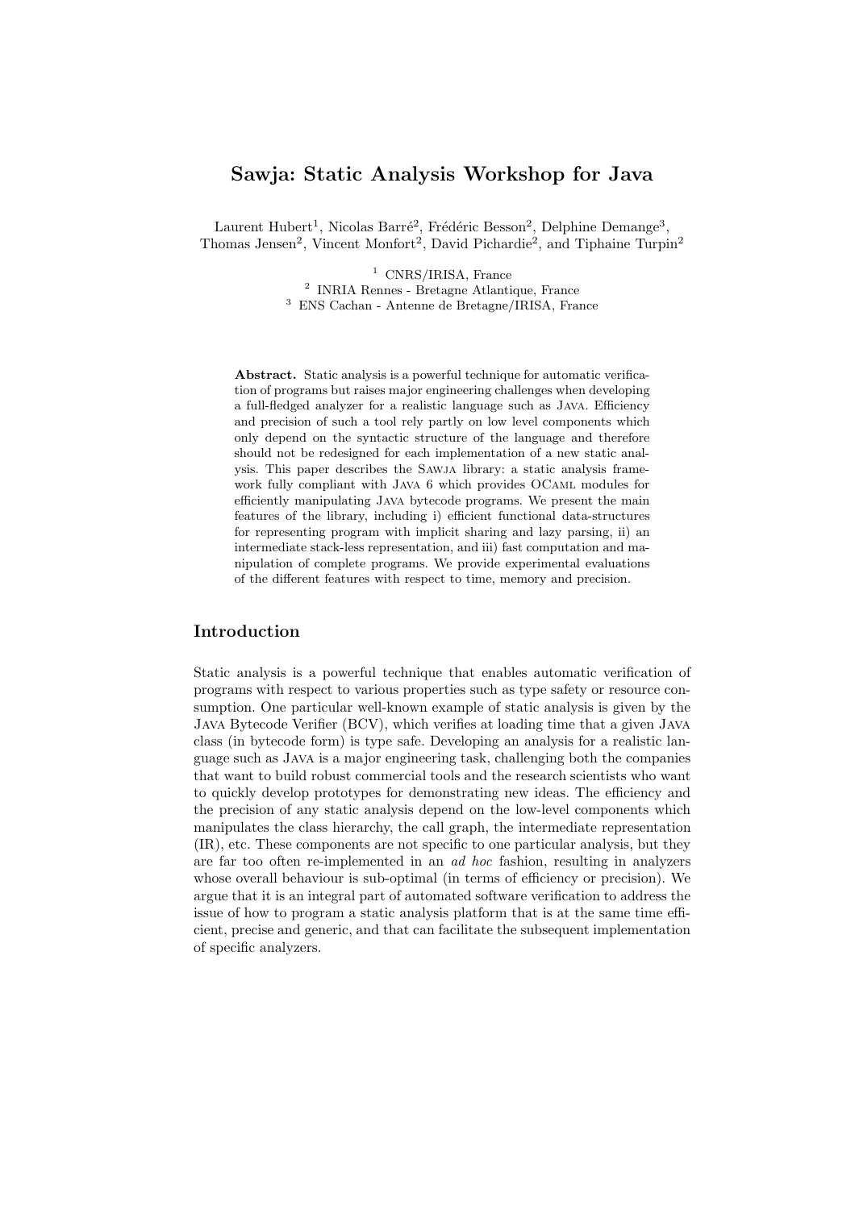# Sawja: Static Analysis Workshop for Java

Laurent Hubert[1], Nicolas Barré[2], Frédéric Besson[2], Delphine Demange[3], Thomas Jensen[2], Vincent Monfort[2], David Pichardie[2], and Tiphaine Turpin[2]

[1] CNRS/IRISA, France
[2] INRIA Rennes - Bretagne Atlantique, France
[3] ENS Cachan - Antenne de Bretagne/IRISA, France

**Abstract.** Static analysis is a powerful technique for automatic verification of programs but raises major engineering challenges when developing a full-fledged analyzer for a realistic language such as Java. Efficiency and precision of such a tool rely partly on low level components which only depend on the syntactic structure of the language and therefore should not be redesigned for each implementation of a new static analysis. This paper describes the Sawja library: a static analysis framework fully compliant with Java 6 which provides OCaml modules for efficiently manipulating Java bytecode programs. We present the main features of the library, including i) efficient functional data-structures for representing program with implicit sharing and lazy parsing, ii) an intermediate stack-less representation, and iii) fast computation and manipulation of complete programs. We provide experimental evaluations of the different features with respect to time, memory and precision.

## Introduction

Static analysis is a powerful technique that enables automatic verification of programs with respect to various properties such as type safety or resource consumption. One particular well-known example of static analysis is given by the Java Bytecode Verifier (BCV), which verifies at loading time that a given Java class (in bytecode form) is type safe. Developing an analysis for a realistic language such as Java is a major engineering task, challenging both the companies that want to build robust commercial tools and the research scientists who want to quickly develop prototypes for demonstrating new ideas. The efficiency and the precision of any static analysis depend on the low-level components which manipulates the class hierarchy, the call graph, the intermediate representation (IR), etc. These components are not specific to one particular analysis, but they are far too often re-implemented in an *ad hoc* fashion, resulting in analyzers whose overall behaviour is sub-optimal (in terms of efficiency or precision). We argue that it is an integral part of automated software verification to address the issue of how to program a static analysis platform that is at the same time efficient, precise and generic, and that can facilitate the subsequent implementation of specific analyzers.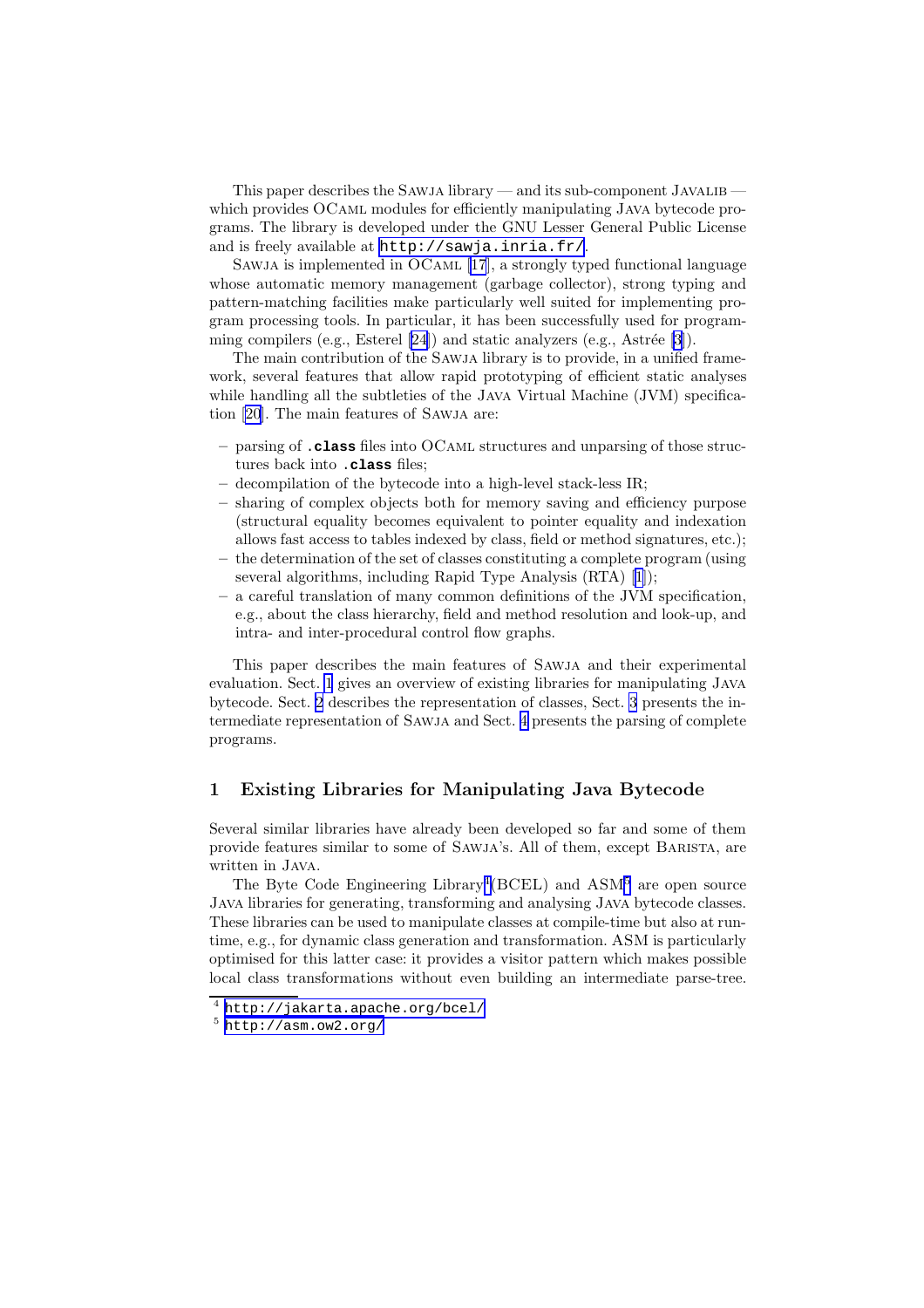This paper describes the Sawja library — and its sub-component Javalib — which provides OCaml modules for efficiently manipulating Java bytecode programs. The library is developed under the GNU Lesser General Public License and is freely available at http://sawja.inria.fr/.

Sawja is implemented in OCaml [17], a strongly typed functional language whose automatic memory management (garbage collector), strong typing and pattern-matching facilities make particularly well suited for implementing program processing tools. In particular, it has been successfully used for programming compilers (e.g., Esterel [24]) and static analyzers (e.g., Astrée [3]).

The main contribution of the Sawja library is to provide, in a unified framework, several features that allow rapid prototyping of efficient static analyses while handling all the subtleties of the Java Virtual Machine (JVM) specification [20]. The main features of Sawja are:

- parsing of **.class** files into OCaml structures and unparsing of those structures back into **.class** files;
- decompilation of the bytecode into a high-level stack-less IR;
- sharing of complex objects both for memory saving and efficiency purpose (structural equality becomes equivalent to pointer equality and indexation allows fast access to tables indexed by class, field or method signatures, etc.);
- the determination of the set of classes constituting a complete program (using several algorithms, including Rapid Type Analysis (RTA) [1]);
- a careful translation of many common definitions of the JVM specification, e.g., about the class hierarchy, field and method resolution and look-up, and intra- and inter-procedural control flow graphs.

This paper describes the main features of Sawja and their experimental evaluation. Sect. 1 gives an overview of existing libraries for manipulating Java bytecode. Sect. 2 describes the representation of classes, Sect. 3 presents the intermediate representation of Sawja and Sect. 4 presents the parsing of complete programs.

## 1 Existing Libraries for Manipulating Java Bytecode

Several similar libraries have already been developed so far and some of them provide features similar to some of Sawja's. All of them, except Barista, are written in Java.

The Byte Code Engineering Library[4](BCEL) and ASM[5] are open source Java libraries for generating, transforming and analysing Java bytecode classes. These libraries can be used to manipulate classes at compile-time but also at runtime, e.g., for dynamic class generation and transformation. ASM is particularly optimised for this latter case: it provides a visitor pattern which makes possible local class transformations without even building an intermediate parse-tree.

[4] http://jakarta.apache.org/bcel/

[5] http://asm.ow2.org/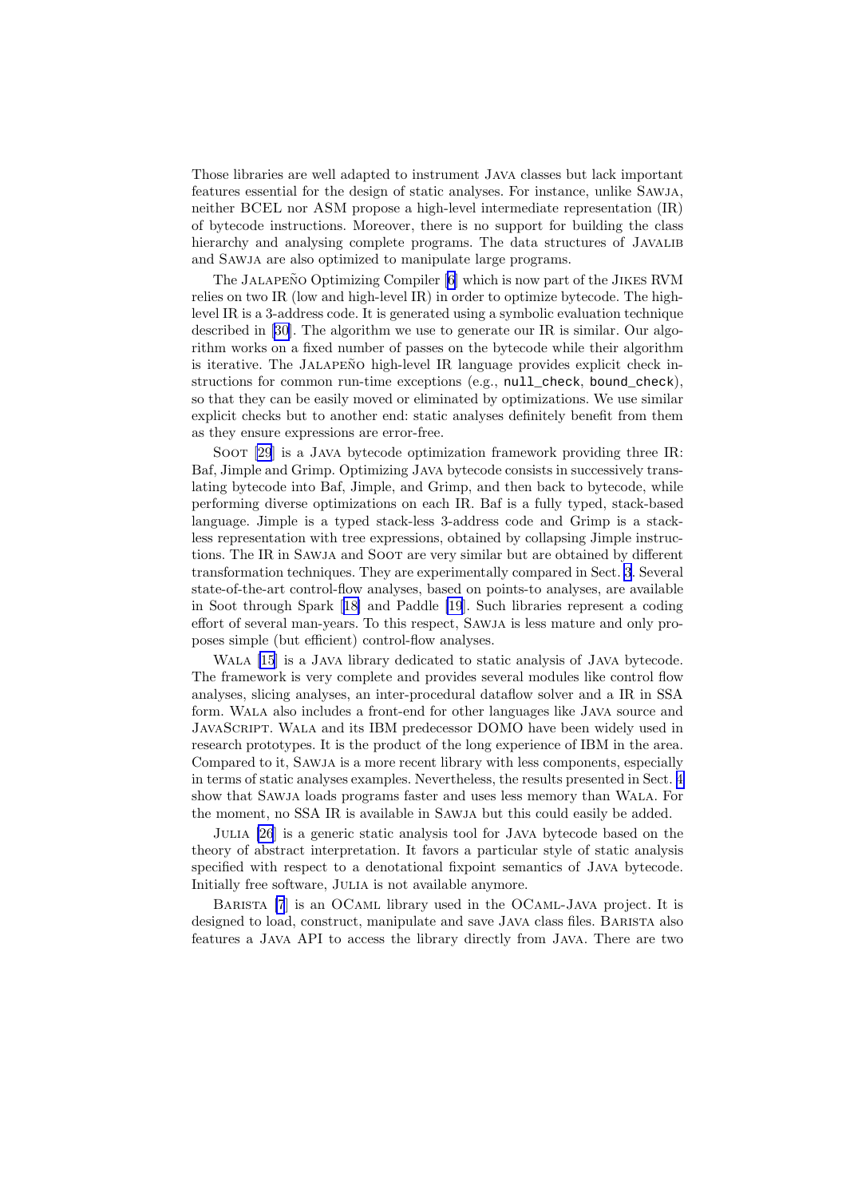Those libraries are well adapted to instrument Java classes but lack important features essential for the design of static analyses. For instance, unlike Sawja, neither BCEL nor ASM propose a high-level intermediate representation (IR) of bytecode instructions. Moreover, there is no support for building the class hierarchy and analysing complete programs. The data structures of Javalib and Sawja are also optimized to manipulate large programs.

The Jalapeño Optimizing Compiler [6] which is now part of the Jikes RVM relies on two IR (low and high-level IR) in order to optimize bytecode. The high-level IR is a 3-address code. It is generated using a symbolic evaluation technique described in [30]. The algorithm we use to generate our IR is similar. Our algorithm works on a fixed number of passes on the bytecode while their algorithm is iterative. The Jalapeño high-level IR language provides explicit check instructions for common run-time exceptions (e.g., `null_check`, `bound_check`), so that they can be easily moved or eliminated by optimizations. We use similar explicit checks but to another end: static analyses definitely benefit from them as they ensure expressions are error-free.

Soot [29] is a Java bytecode optimization framework providing three IR: Baf, Jimple and Grimp. Optimizing Java bytecode consists in successively translating bytecode into Baf, Jimple, and Grimp, and then back to bytecode, while performing diverse optimizations on each IR. Baf is a fully typed, stack-based language. Jimple is a typed stack-less 3-address code and Grimp is a stack-less representation with tree expressions, obtained by collapsing Jimple instructions. The IR in Sawja and Soot are very similar but are obtained by different transformation techniques. They are experimentally compared in Sect. 3. Several state-of-the-art control-flow analyses, based on points-to analyses, are available in Soot through Spark [18] and Paddle [19]. Such libraries represent a coding effort of several man-years. To this respect, Sawja is less mature and only proposes simple (but efficient) control-flow analyses.

Wala [15] is a Java library dedicated to static analysis of Java bytecode. The framework is very complete and provides several modules like control flow analyses, slicing analyses, an inter-procedural dataflow solver and a IR in SSA form. Wala also includes a front-end for other languages like Java source and JavaScript. Wala and its IBM predecessor DOMO have been widely used in research prototypes. It is the product of the long experience of IBM in the area. Compared to it, Sawja is a more recent library with less components, especially in terms of static analyses examples. Nevertheless, the results presented in Sect. 4 show that Sawja loads programs faster and uses less memory than Wala. For the moment, no SSA IR is available in Sawja but this could easily be added.

Julia [26] is a generic static analysis tool for Java bytecode based on the theory of abstract interpretation. It favors a particular style of static analysis specified with respect to a denotational fixpoint semantics of Java bytecode. Initially free software, Julia is not available anymore.

Barista [7] is an OCaml library used in the OCaml-Java project. It is designed to load, construct, manipulate and save Java class files. Barista also features a Java API to access the library directly from Java. There are two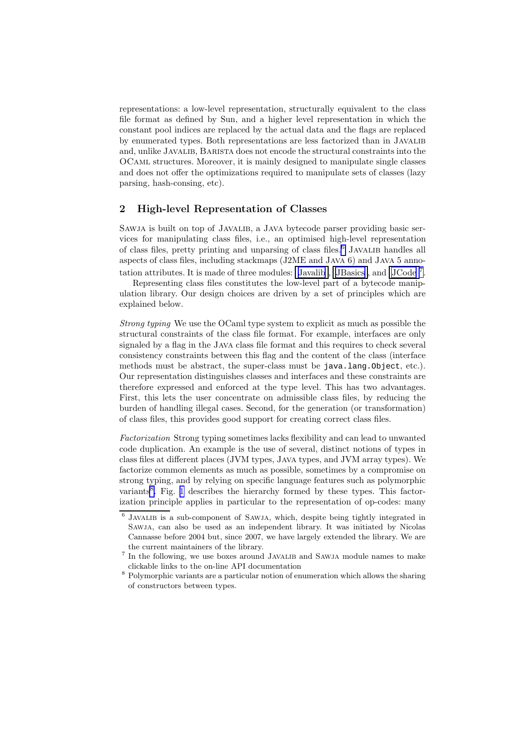representations: a low-level representation, structurally equivalent to the class file format as defined by Sun, and a higher level representation in which the constant pool indices are replaced by the actual data and the flags are replaced by enumerated types. Both representations are less factorized than in JAVALIB and, unlike JAVALIB, BARISTA does not encode the structural constraints into the OCAML structures. Moreover, it is mainly designed to manipulate single classes and does not offer the optimizations required to manipulate sets of classes (lazy parsing, hash-consing, etc).

## 2 High-level Representation of Classes

SAWJA is built on top of JAVALIB, a JAVA bytecode parser providing basic services for manipulating class files, i.e., an optimised high-level representation of class files, pretty printing and unparsing of class files.[6] JAVALIB handles all aspects of class files, including stackmaps (J2ME and JAVA 6) and JAVA 5 annotation attributes. It is made of three modules: [Javalib], [JBasics], and [JCode][7].

Representing class files constitutes the low-level part of a bytecode manipulation library. Our design choices are driven by a set of principles which are explained below.

*Strong typing* We use the OCaml type system to explicit as much as possible the structural constraints of the class file format. For example, interfaces are only signaled by a flag in the JAVA class file format and this requires to check several consistency constraints between this flag and the content of the class (interface methods must be abstract, the super-class must be `java.lang.Object`, etc.). Our representation distinguishes classes and interfaces and these constraints are therefore expressed and enforced at the type level. This has two advantages. First, this lets the user concentrate on admissible class files, by reducing the burden of handling illegal cases. Second, for the generation (or transformation) of class files, this provides good support for creating correct class files.

*Factorization* Strong typing sometimes lacks flexibility and can lead to unwanted code duplication. An example is the use of several, distinct notions of types in class files at different places (JVM types, JAVA types, and JVM array types). We factorize common elements as much as possible, sometimes by a compromise on strong typing, and by relying on specific language features such as polymorphic variants[8]. Fig. 1 describes the hierarchy formed by these types. This factorization principle applies in particular to the representation of op-codes: many

---

[6] JAVALIB is a sub-component of SAWJA, which, despite being tightly integrated in SAWJA, can also be used as an independent library. It was initiated by Nicolas Cannasse before 2004 but, since 2007, we have largely extended the library. We are the current maintainers of the library.

[7] In the following, we use boxes around JAVALIB and SAWJA module names to make clickable links to the on-line API documentation

[8] Polymorphic variants are a particular notion of enumeration which allows the sharing of constructors between types.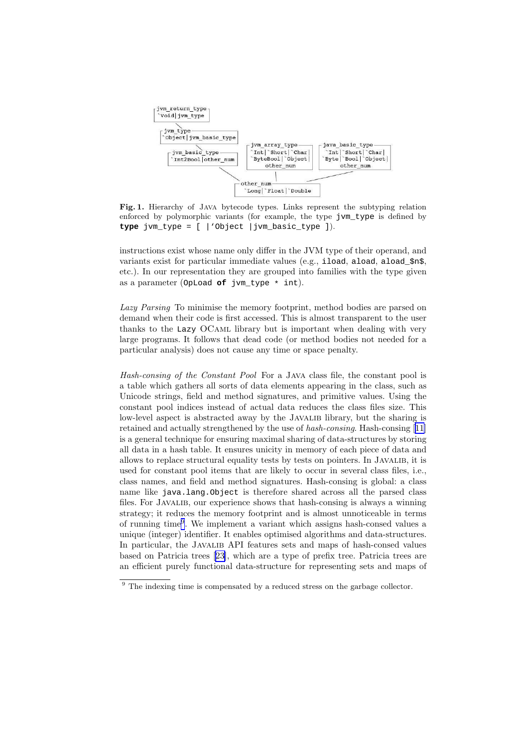jvm_return_type
`Void|jvm_type

jvm_type
`Object|jvm_basic_type

jvm_basic_type
`Int2Bool|other_num

jvm_array_type
`Int|`Short|`Char|
`ByteBool|`Object|
other_num

java_basic_type
`Int|`Short|`Char|
`Byte|`Bool|`Object|
other_num

other_num
`Long|`Float|`Double

**Fig. 1.** Hierarchy of JAVA bytecode types. Links represent the subtyping relation enforced by polymorphic variants (for example, the type `jvm_type` is defined by **type** `jvm_type = [ |'Object |jvm_basic_type ]`).

instructions exist whose name only differ in the JVM type of their operand, and variants exist for particular immediate values (e.g., `iload`, `aload`, `aload_$n$`, etc.). In our representation they are grouped into families with the type given as a parameter (`OpLoad` **of** `jvm_type * int`).

*Lazy Parsing* To minimise the memory footprint, method bodies are parsed on demand when their code is first accessed. This is almost transparent to the user thanks to the `Lazy` OCAML library but is important when dealing with very large programs. It follows that dead code (or method bodies not needed for a particular analysis) does not cause any time or space penalty.

*Hash-consing of the Constant Pool* For a JAVA class file, the constant pool is a table which gathers all sorts of data elements appearing in the class, such as Unicode strings, field and method signatures, and primitive values. Using the constant pool indices instead of actual data reduces the class files size. This low-level aspect is abstracted away by the JAVALIB library, but the sharing is retained and actually strengthened by the use of *hash-consing*. Hash-consing [11] is a general technique for ensuring maximal sharing of data-structures by storing all data in a hash table. It ensures unicity in memory of each piece of data and allows to replace structural equality tests by tests on pointers. In JAVALIB, it is used for constant pool items that are likely to occur in several class files, i.e., class names, and field and method signatures. Hash-consing is global: a class name like `java.lang.Object` is therefore shared across all the parsed class files. For JAVALIB, our experience shows that hash-consing is always a winning strategy; it reduces the memory footprint and is almost unnoticeable in terms of running time[9]. We implement a variant which assigns hash-consed values a unique (integer) identifier. It enables optimised algorithms and data-structures. In particular, the JAVALIB API features sets and maps of hash-consed values based on Patricia trees [23], which are a type of prefix tree. Patricia trees are an efficient purely functional data-structure for representing sets and maps of

[9] The indexing time is compensated by a reduced stress on the garbage collector.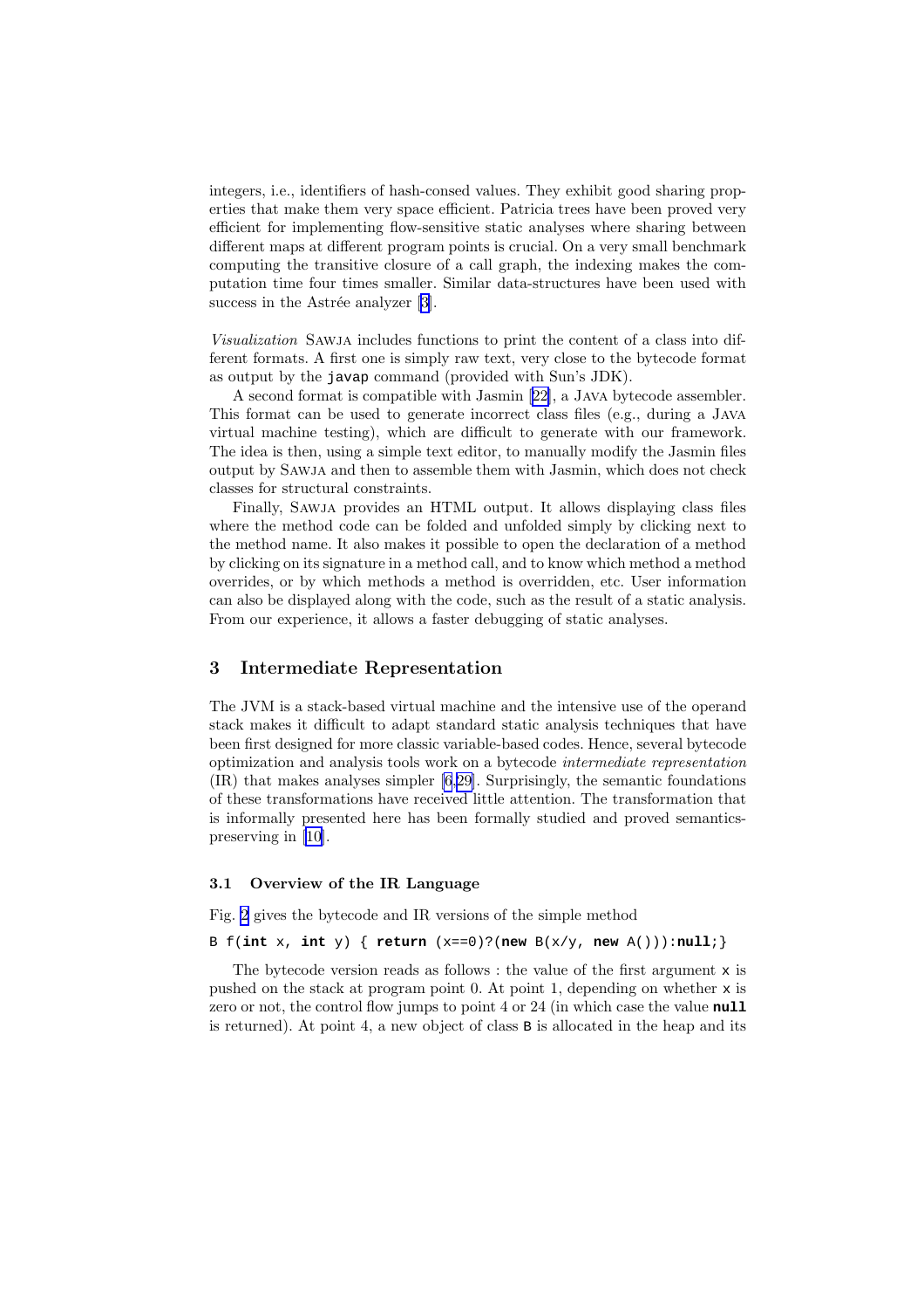integers, i.e., identifiers of hash-consed values. They exhibit good sharing properties that make them very space efficient. Patricia trees have been proved very efficient for implementing flow-sensitive static analyses where sharing between different maps at different program points is crucial. On a very small benchmark computing the transitive closure of a call graph, the indexing makes the computation time four times smaller. Similar data-structures have been used with success in the Astrée analyzer [3].

*Visualization* Sawja includes functions to print the content of a class into different formats. A first one is simply raw text, very close to the bytecode format as output by the `javap` command (provided with Sun's JDK).

A second format is compatible with Jasmin [22], a Java bytecode assembler. This format can be used to generate incorrect class files (e.g., during a Java virtual machine testing), which are difficult to generate with our framework. The idea is then, using a simple text editor, to manually modify the Jasmin files output by Sawja and then to assemble them with Jasmin, which does not check classes for structural constraints.

Finally, Sawja provides an HTML output. It allows displaying class files where the method code can be folded and unfolded simply by clicking next to the method name. It also makes it possible to open the declaration of a method by clicking on its signature in a method call, and to know which method a method overrides, or by which methods a method is overridden, etc. User information can also be displayed along with the code, such as the result of a static analysis. From our experience, it allows a faster debugging of static analyses.

## 3 Intermediate Representation

The JVM is a stack-based virtual machine and the intensive use of the operand stack makes it difficult to adapt standard static analysis techniques that have been first designed for more classic variable-based codes. Hence, several bytecode optimization and analysis tools work on a bytecode *intermediate representation* (IR) that makes analyses simpler [6,29]. Surprisingly, the semantic foundations of these transformations have received little attention. The transformation that is informally presented here has been formally studied and proved semantics-preserving in [10].

### 3.1 Overview of the IR Language

Fig. 2 gives the bytecode and IR versions of the simple method

```
B f(int x, int y) { return (x==0)?(new B(x/y, new A())):null;}
```

The bytecode version reads as follows : the value of the first argument `x` is pushed on the stack at program point 0. At point 1, depending on whether `x` is zero or not, the control flow jumps to point 4 or 24 (in which case the value **`null`** is returned). At point 4, a new object of class `B` is allocated in the heap and its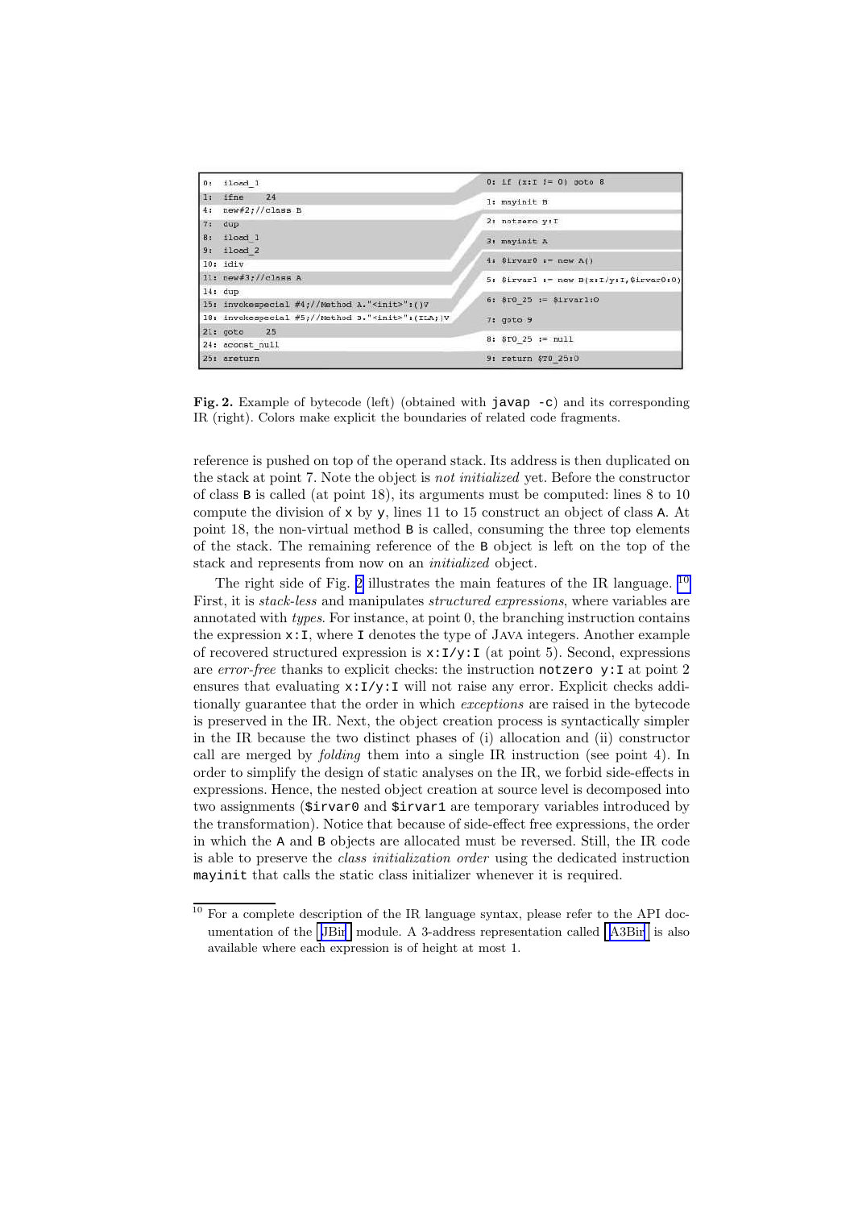```
0:  iload_1
1:  ifne    24
4:  new#2;//class B
7:  dup
8:  iload_1
9:  iload_2
10: idiv
11: new#3;//class A
14: dup
15: invokespecial #4;//Method A."<init>":()V
18: invokespecial #5;//Method B."<init>":(ILA;)V
21: goto    25
24: aconst_null
25: areturn
```

```
0: if (x:I != 0) goto 8
1: mayinit B
2: notzero y:I
3: mayinit A
4: $irvar0 := new A()
5: $irvar1 := new B(x:I/y:I,$irvar0:O)
6: $T0_25 := $irvar1:O
7: goto 9
8: $T0_25 := null
9: return $T0_25:O
```

**Fig. 2.** Example of bytecode (left) (obtained with `javap -c`) and its corresponding IR (right). Colors make explicit the boundaries of related code fragments.

reference is pushed on top of the operand stack. Its address is then duplicated on the stack at point 7. Note the object is *not initialized* yet. Before the constructor of class `B` is called (at point 18), its arguments must be computed: lines 8 to 10 compute the division of `x` by `y`, lines 11 to 15 construct an object of class `A`. At point 18, the non-virtual method `B` is called, consuming the three top elements of the stack. The remaining reference of the `B` object is left on the top of the stack and represents from now on an *initialized* object.

The right side of Fig. 2 illustrates the main features of the IR language. [10] First, it is *stack-less* and manipulates *structured expressions*, where variables are annotated with *types*. For instance, at point 0, the branching instruction contains the expression `x:I`, where `I` denotes the type of Java integers. Another example of recovered structured expression is `x:I/y:I` (at point 5). Second, expressions are *error-free* thanks to explicit checks: the instruction `notzero y:I` at point 2 ensures that evaluating `x:I/y:I` will not raise any error. Explicit checks additionally guarantee that the order in which *exceptions* are raised in the bytecode is preserved in the IR. Next, the object creation process is syntactically simpler in the IR because the two distinct phases of (i) allocation and (ii) constructor call are merged by *folding* them into a single IR instruction (see point 4). In order to simplify the design of static analyses on the IR, we forbid side-effects in expressions. Hence, the nested object creation at source level is decomposed into two assignments (`$irvar0` and `$irvar1` are temporary variables introduced by the transformation). Notice that because of side-effect free expressions, the order in which the `A` and `B` objects are allocated must be reversed. Still, the IR code is able to preserve the *class initialization order* using the dedicated instruction `mayinit` that calls the static class initializer whenever it is required.

[10] For a complete description of the IR language syntax, please refer to the API documentation of the JBir module. A 3-address representation called A3Bir is also available where each expression is of height at most 1.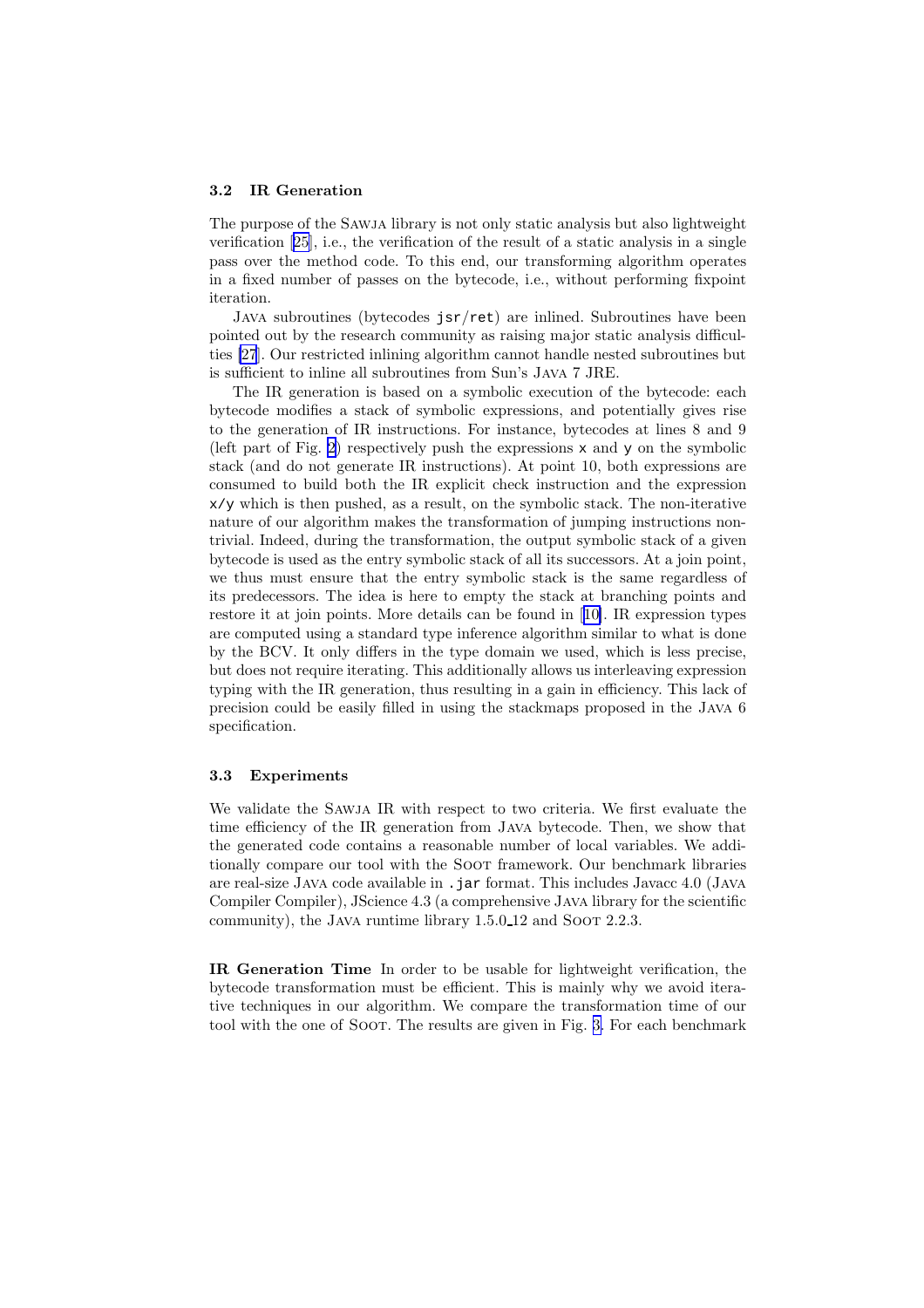### 3.2 IR Generation

The purpose of the SAWJA library is not only static analysis but also lightweight verification [25], i.e., the verification of the result of a static analysis in a single pass over the method code. To this end, our transforming algorithm operates in a fixed number of passes on the bytecode, i.e., without performing fixpoint iteration.

JAVA subroutines (bytecodes `jsr`/`ret`) are inlined. Subroutines have been pointed out by the research community as raising major static analysis difficulties [27]. Our restricted inlining algorithm cannot handle nested subroutines but is sufficient to inline all subroutines from Sun's JAVA 7 JRE.

The IR generation is based on a symbolic execution of the bytecode: each bytecode modifies a stack of symbolic expressions, and potentially gives rise to the generation of IR instructions. For instance, bytecodes at lines 8 and 9 (left part of Fig. 2) respectively push the expressions `x` and `y` on the symbolic stack (and do not generate IR instructions). At point 10, both expressions are consumed to build both the IR explicit check instruction and the expression `x/y` which is then pushed, as a result, on the symbolic stack. The non-iterative nature of our algorithm makes the transformation of jumping instructions non-trivial. Indeed, during the transformation, the output symbolic stack of a given bytecode is used as the entry symbolic stack of all its successors. At a join point, we thus must ensure that the entry symbolic stack is the same regardless of its predecessors. The idea is here to empty the stack at branching points and restore it at join points. More details can be found in [10]. IR expression types are computed using a standard type inference algorithm similar to what is done by the BCV. It only differs in the type domain we used, which is less precise, but does not require iterating. This additionally allows us interleaving expression typing with the IR generation, thus resulting in a gain in efficiency. This lack of precision could be easily filled in using the stackmaps proposed in the JAVA 6 specification.

### 3.3 Experiments

We validate the SAWJA IR with respect to two criteria. We first evaluate the time efficiency of the IR generation from JAVA bytecode. Then, we show that the generated code contains a reasonable number of local variables. We additionally compare our tool with the SOOT framework. Our benchmark libraries are real-size JAVA code available in `.jar` format. This includes Javacc 4.0 (JAVA Compiler Compiler), JScience 4.3 (a comprehensive JAVA library for the scientific community), the JAVA runtime library 1.5.0_12 and SOOT 2.2.3.

**IR Generation Time** In order to be usable for lightweight verification, the bytecode transformation must be efficient. This is mainly why we avoid iterative techniques in our algorithm. We compare the transformation time of our tool with the one of SOOT. The results are given in Fig. 3. For each benchmark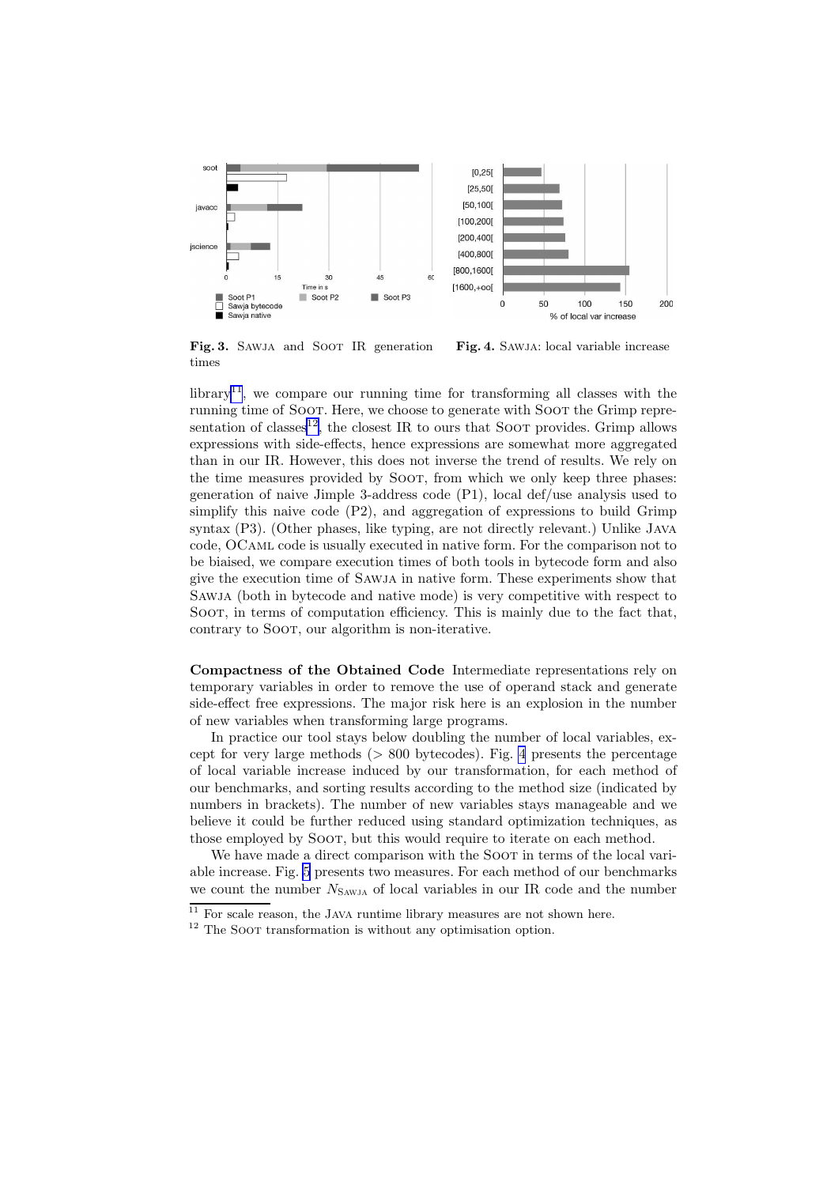soot

javacc

jscience

0 15 30 45 60

Time in s

Soot P1 Soot P2 Soot P3

Sawja bytecode

Sawja native

**Fig. 3.** SAWJA and SOOT IR generation times

[0,25[

[25,50[

[50,100[

[100,200[

[200,400[

[400,800[

[800,1600[

[1600,+oo[

0 50 100 150 200

% of local var increase

**Fig. 4.** SAWJA: local variable increase

library[11], we compare our running time for transforming all classes with the running time of SOOT. Here, we choose to generate with SOOT the Grimp representation of classes[12], the closest IR to ours that SOOT provides. Grimp allows expressions with side-effects, hence expressions are somewhat more aggregated than in our IR. However, this does not inverse the trend of results. We rely on the time measures provided by SOOT, from which we only keep three phases: generation of naive Jimple 3-address code (P1), local def/use analysis used to simplify this naive code (P2), and aggregation of expressions to build Grimp syntax (P3). (Other phases, like typing, are not directly relevant.) Unlike JAVA code, OCAML code is usually executed in native form. For the comparison not to be biaised, we compare execution times of both tools in bytecode form and also give the execution time of SAWJA in native form. These experiments show that SAWJA (both in bytecode and native mode) is very competitive with respect to SOOT, in terms of computation efficiency. This is mainly due to the fact that, contrary to SOOT, our algorithm is non-iterative.

**Compactness of the Obtained Code** Intermediate representations rely on temporary variables in order to remove the use of operand stack and generate side-effect free expressions. The major risk here is an explosion in the number of new variables when transforming large programs.

In practice our tool stays below doubling the number of local variables, except for very large methods (> 800 bytecodes). Fig. 4 presents the percentage of local variable increase induced by our transformation, for each method of our benchmarks, and sorting results according to the method size (indicated by numbers in brackets). The number of new variables stays manageable and we believe it could be further reduced using standard optimization techniques, as those employed by SOOT, but this would require to iterate on each method.

We have made a direct comparison with the SOOT in terms of the local variable increase. Fig. 5 presents two measures. For each method of our benchmarks we count the number $N_{\text{SAWJA}}$ of local variables in our IR code and the number

[11] For scale reason, the JAVA runtime library measures are not shown here.

[12] The SOOT transformation is without any optimisation option.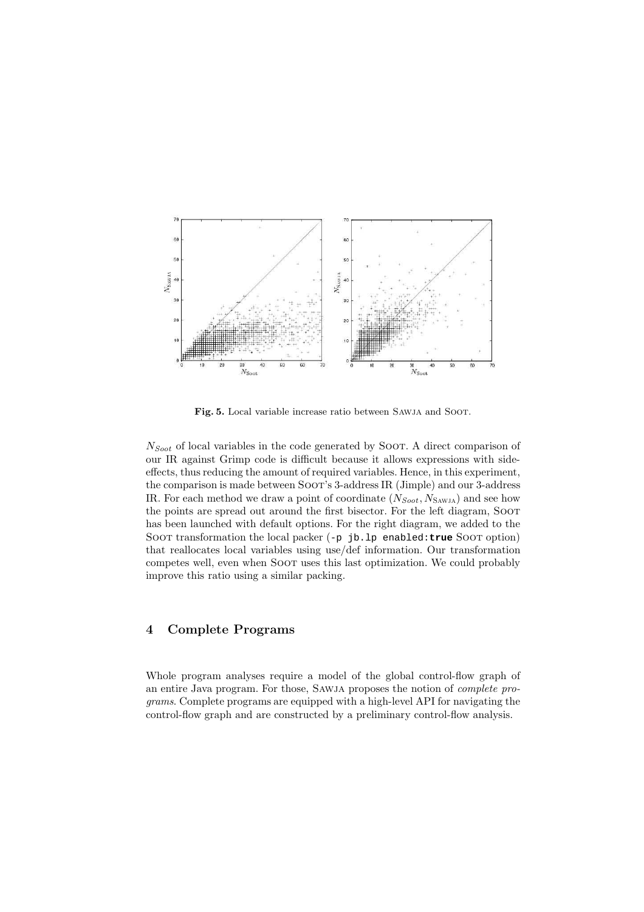70
60
50
40
30
20
10
0
$N_{\text{SAWJA}}$
0 10 20 30 40 50 60 70
$N_{\text{Soot}}$

70
60
50
40
30
20
10
0
$N_{\text{SAWJA}}$
0 10 20 30 40 50 60 70
$N_{\text{Soot}}$

**Fig. 5.** Local variable increase ratio between SAWJA and SOOT.

$N_{Soot}$ of local variables in the code generated by SOOT. A direct comparison of our IR against Grimp code is difficult because it allows expressions with side-effects, thus reducing the amount of required variables. Hence, in this experiment, the comparison is made between SOOT's 3-address IR (Jimple) and our 3-address IR. For each method we draw a point of coordinate $(N_{Soot}, N_{\text{SAWJA}})$ and see how the points are spread out around the first bisector. For the left diagram, SOOT has been launched with default options. For the right diagram, we added to the SOOT transformation the local packer (`-p jb.lp enabled:true` SOOT option) that reallocates local variables using use/def information. Our transformation competes well, even when SOOT uses this last optimization. We could probably improve this ratio using a similar packing.

## 4 Complete Programs

Whole program analyses require a model of the global control-flow graph of an entire Java program. For those, SAWJA proposes the notion of *complete programs*. Complete programs are equipped with a high-level API for navigating the control-flow graph and are constructed by a preliminary control-flow analysis.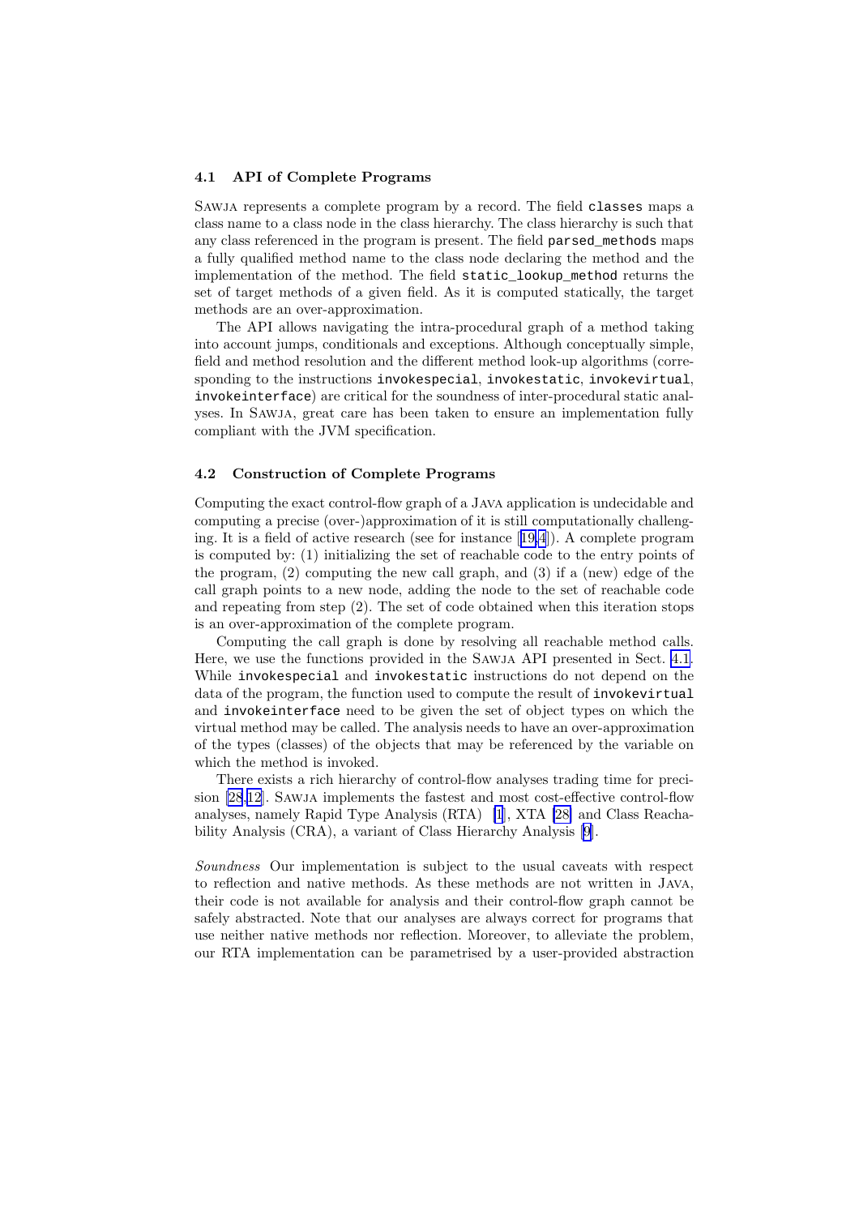### 4.1 API of Complete Programs

SAWJA represents a complete program by a record. The field `classes` maps a class name to a class node in the class hierarchy. The class hierarchy is such that any class referenced in the program is present. The field `parsed_methods` maps a fully qualified method name to the class node declaring the method and the implementation of the method. The field `static_lookup_method` returns the set of target methods of a given field. As it is computed statically, the target methods are an over-approximation.

The API allows navigating the intra-procedural graph of a method taking into account jumps, conditionals and exceptions. Although conceptually simple, field and method resolution and the different method look-up algorithms (corresponding to the instructions `invokespecial`, `invokestatic`, `invokevirtual`, `invokeinterface`) are critical for the soundness of inter-procedural static analyses. In SAWJA, great care has been taken to ensure an implementation fully compliant with the JVM specification.

### 4.2 Construction of Complete Programs

Computing the exact control-flow graph of a JAVA application is undecidable and computing a precise (over-)approximation of it is still computationally challenging. It is a field of active research (see for instance [19,4]). A complete program is computed by: (1) initializing the set of reachable code to the entry points of the program, (2) computing the new call graph, and (3) if a (new) edge of the call graph points to a new node, adding the node to the set of reachable code and repeating from step (2). The set of code obtained when this iteration stops is an over-approximation of the complete program.

Computing the call graph is done by resolving all reachable method calls. Here, we use the functions provided in the SAWJA API presented in Sect. 4.1. While `invokespecial` and `invokestatic` instructions do not depend on the data of the program, the function used to compute the result of `invokevirtual` and `invokeinterface` need to be given the set of object types on which the virtual method may be called. The analysis needs to have an over-approximation of the types (classes) of the objects that may be referenced by the variable on which the method is invoked.

There exists a rich hierarchy of control-flow analyses trading time for precision [28,12]. SAWJA implements the fastest and most cost-effective control-flow analyses, namely Rapid Type Analysis (RTA) [1], XTA [28] and Class Reachability Analysis (CRA), a variant of Class Hierarchy Analysis [9].

*Soundness* Our implementation is subject to the usual caveats with respect to reflection and native methods. As these methods are not written in JAVA, their code is not available for analysis and their control-flow graph cannot be safely abstracted. Note that our analyses are always correct for programs that use neither native methods nor reflection. Moreover, to alleviate the problem, our RTA implementation can be parametrised by a user-provided abstraction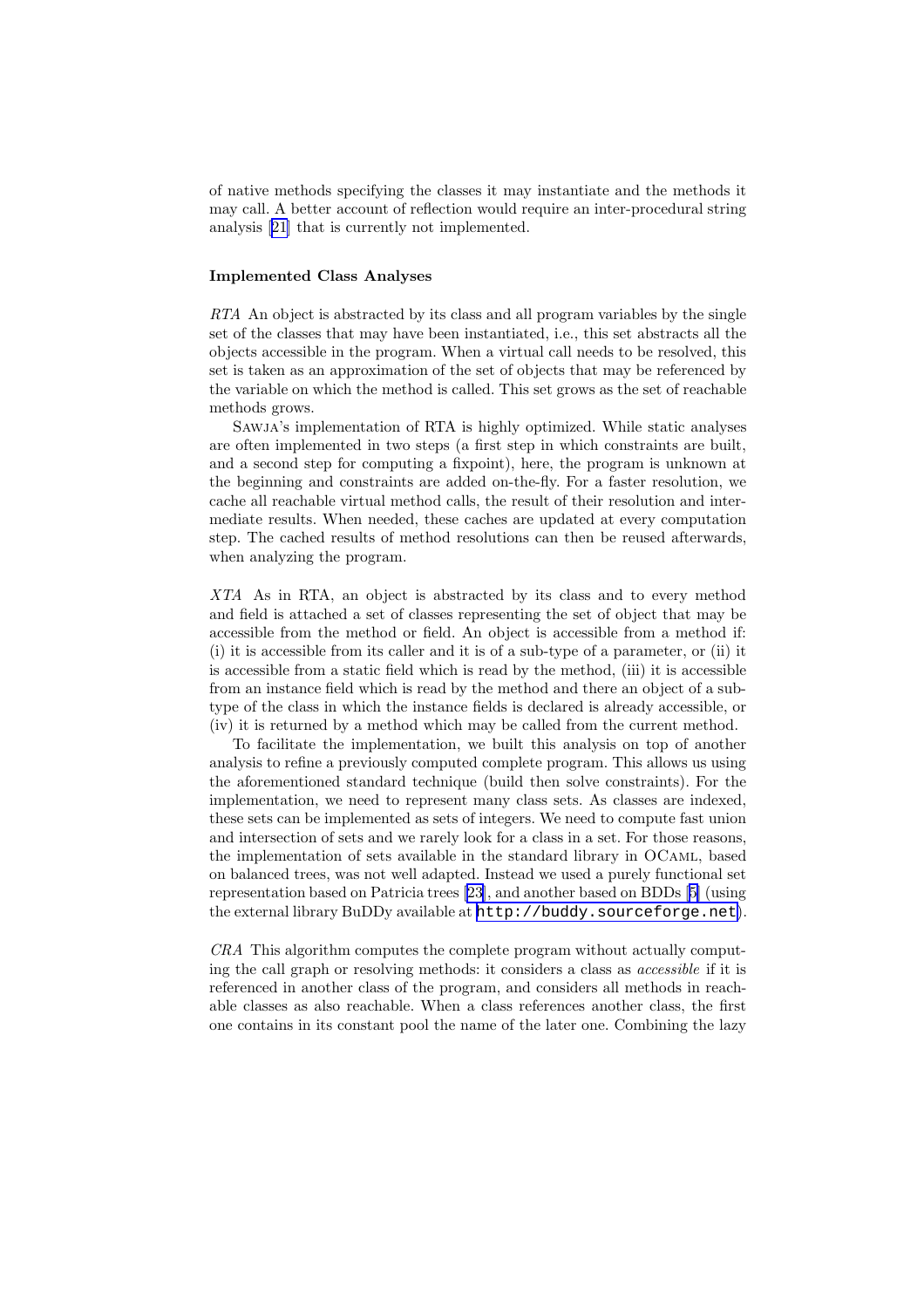of native methods specifying the classes it may instantiate and the methods it may call. A better account of reflection would require an inter-procedural string analysis [21] that is currently not implemented.

**Implemented Class Analyses**

*RTA* An object is abstracted by its class and all program variables by the single set of the classes that may have been instantiated, i.e., this set abstracts all the objects accessible in the program. When a virtual call needs to be resolved, this set is taken as an approximation of the set of objects that may be referenced by the variable on which the method is called. This set grows as the set of reachable methods grows.

Sawja's implementation of RTA is highly optimized. While static analyses are often implemented in two steps (a first step in which constraints are built, and a second step for computing a fixpoint), here, the program is unknown at the beginning and constraints are added on-the-fly. For a faster resolution, we cache all reachable virtual method calls, the result of their resolution and intermediate results. When needed, these caches are updated at every computation step. The cached results of method resolutions can then be reused afterwards, when analyzing the program.

*XTA* As in RTA, an object is abstracted by its class and to every method and field is attached a set of classes representing the set of object that may be accessible from the method or field. An object is accessible from a method if: (i) it is accessible from its caller and it is of a sub-type of a parameter, or (ii) it is accessible from a static field which is read by the method, (iii) it is accessible from an instance field which is read by the method and there an object of a sub-type of the class in which the instance fields is declared is already accessible, or (iv) it is returned by a method which may be called from the current method.

To facilitate the implementation, we built this analysis on top of another analysis to refine a previously computed complete program. This allows us using the aforementioned standard technique (build then solve constraints). For the implementation, we need to represent many class sets. As classes are indexed, these sets can be implemented as sets of integers. We need to compute fast union and intersection of sets and we rarely look for a class in a set. For those reasons, the implementation of sets available in the standard library in OCaml, based on balanced trees, was not well adapted. Instead we used a purely functional set representation based on Patricia trees [23], and another based on BDDs [5] (using the external library BuDDy available at `http://buddy.sourceforge.net`).

*CRA* This algorithm computes the complete program without actually computing the call graph or resolving methods: it considers a class as *accessible* if it is referenced in another class of the program, and considers all methods in reachable classes as also reachable. When a class references another class, the first one contains in its constant pool the name of the later one. Combining the lazy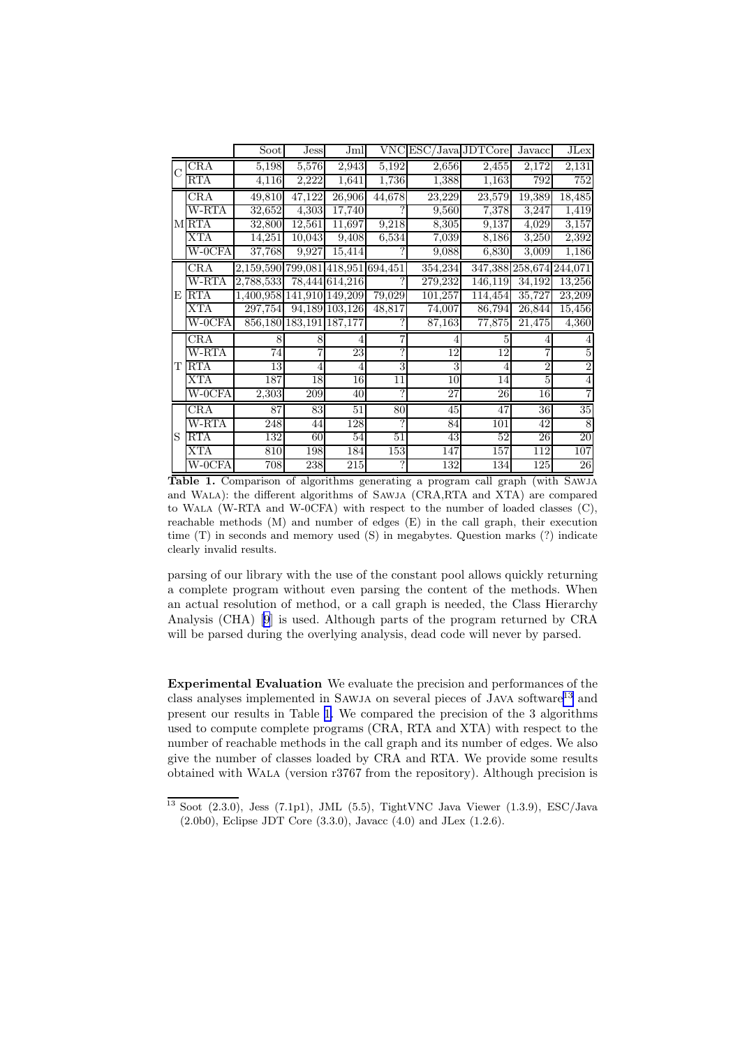| | | Soot | Jess | Jml | VNC | ESC/Java | JDTCore | Javacc | JLex |
|---|---|---|---|---|---|---|---|---|---|
| C | CRA | 5,198 | 5,576 | 2,943 | 5,192 | 2,656 | 2,455 | 2,172 | 2,131 |
| | RTA | 4,116 | 2,222 | 1,641 | 1,736 | 1,388 | 1,163 | 792 | 752 |
| M | CRA | 49,810 | 47,122 | 26,906 | 44,678 | 23,229 | 23,579 | 19,389 | 18,485 |
| | W-RTA | 32,652 | 4,303 | 17,740 | ? | 9,560 | 7,378 | 3,247 | 1,419 |
| | RTA | 32,800 | 12,561 | 11,697 | 9,218 | 8,305 | 9,137 | 4,029 | 3,157 |
| | XTA | 14,251 | 10,043 | 9,408 | 6,534 | 7,039 | 8,186 | 3,250 | 2,392 |
| | W-0CFA | 37,768 | 9,927 | 15,414 | ? | 9,088 | 6,830 | 3,009 | 1,186 |
| E | CRA | 2,159,590 | 799,081 | 418,951 | 694,451 | 354,234 | 347,388 | 258,674 | 244,071 |
| | W-RTA | 2,788,533 | 78,444 | 614,216 | ? | 279,232 | 146,119 | 34,192 | 13,256 |
| | RTA | 1,400,958 | 141,910 | 149,209 | 79,029 | 101,257 | 114,454 | 35,727 | 23,209 |
| | XTA | 297,754 | 94,189 | 103,126 | 48,817 | 74,007 | 86,794 | 26,844 | 15,456 |
| | W-0CFA | 856,180 | 183,191 | 187,177 | ? | 87,163 | 77,875 | 21,475 | 4,360 |
| T | CRA | 8 | 8 | 4 | 7 | 4 | 5 | 4 | 4 |
| | W-RTA | 74 | 7 | 23 | ? | 12 | 12 | 7 | 5 |
| | RTA | 13 | 4 | 4 | 3 | 3 | 4 | 2 | 2 |
| | XTA | 187 | 18 | 16 | 11 | 10 | 14 | 5 | 4 |
| | W-0CFA | 2,303 | 209 | 40 | ? | 27 | 26 | 16 | 7 |
| S | CRA | 87 | 83 | 51 | 80 | 45 | 47 | 36 | 35 |
| | W-RTA | 248 | 44 | 128 | ? | 84 | 101 | 42 | 8 |
| | RTA | 132 | 60 | 54 | 51 | 43 | 52 | 26 | 20 |
| | XTA | 810 | 198 | 184 | 153 | 147 | 157 | 112 | 107 |
| | W-0CFA | 708 | 238 | 215 | ? | 132 | 134 | 125 | 26 |

**Table 1.** Comparison of algorithms generating a program call graph (with Sawja and Wala): the different algorithms of Sawja (CRA,RTA and XTA) are compared to Wala (W-RTA and W-0CFA) with respect to the number of loaded classes (C), reachable methods (M) and number of edges (E) in the call graph, their execution time (T) in seconds and memory used (S) in megabytes. Question marks (?) indicate clearly invalid results.

parsing of our library with the use of the constant pool allows quickly returning a complete program without even parsing the content of the methods. When an actual resolution of method, or a call graph is needed, the Class Hierarchy Analysis (CHA) [9] is used. Although parts of the program returned by CRA will be parsed during the overlying analysis, dead code will never by parsed.

**Experimental Evaluation** We evaluate the precision and performances of the class analyses implemented in Sawja on several pieces of Java software[13] and present our results in Table 1. We compared the precision of the 3 algorithms used to compute complete programs (CRA, RTA and XTA) with respect to the number of reachable methods in the call graph and its number of edges. We also give the number of classes loaded by CRA and RTA. We provide some results obtained with Wala (version r3767 from the repository). Although precision is

[13] Soot (2.3.0), Jess (7.1p1), JML (5.5), TightVNC Java Viewer (1.3.9), ESC/Java (2.0b0), Eclipse JDT Core (3.3.0), Javacc (4.0) and JLex (1.2.6).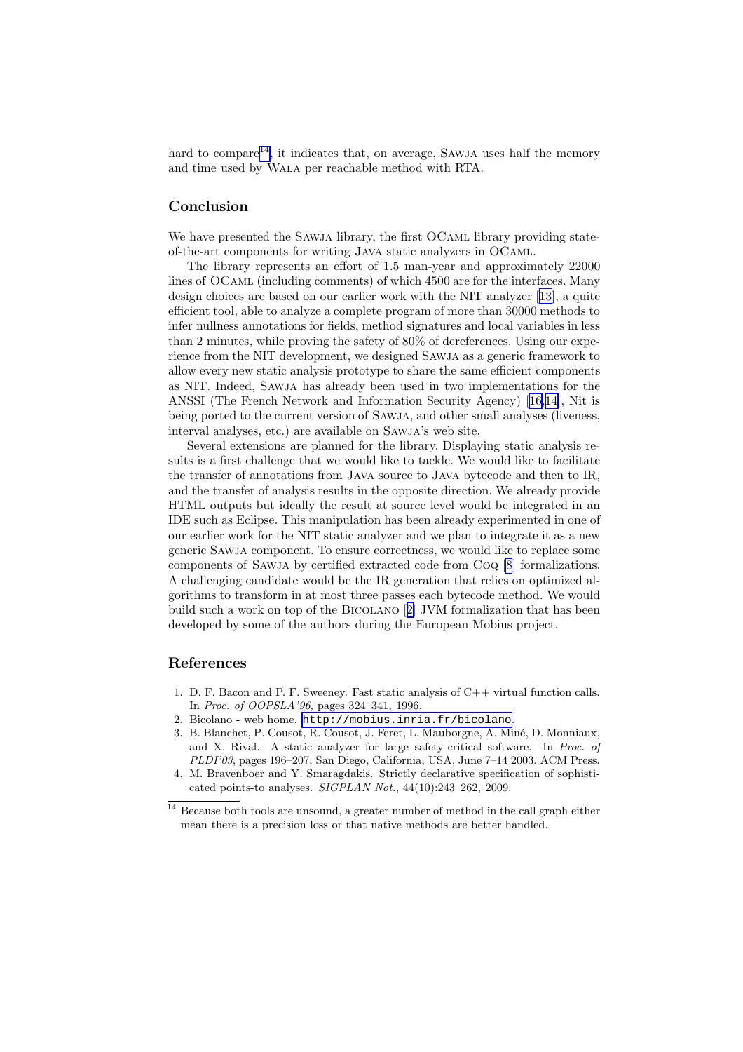hard to compare[14], it indicates that, on average, Sawja uses half the memory and time used by Wala per reachable method with RTA.

## Conclusion

We have presented the Sawja library, the first OCaml library providing state-of-the-art components for writing Java static analyzers in OCaml.

The library represents an effort of 1.5 man-year and approximately 22000 lines of OCaml (including comments) of which 4500 are for the interfaces. Many design choices are based on our earlier work with the NIT analyzer [13], a quite efficient tool, able to analyze a complete program of more than 30000 methods to infer nullness annotations for fields, method signatures and local variables in less than 2 minutes, while proving the safety of 80% of dereferences. Using our experience from the NIT development, we designed Sawja as a generic framework to allow every new static analysis prototype to share the same efficient components as NIT. Indeed, Sawja has already been used in two implementations for the ANSSI (The French Network and Information Security Agency) [16,14], Nit is being ported to the current version of Sawja, and other small analyses (liveness, interval analyses, etc.) are available on Sawja's web site.

Several extensions are planned for the library. Displaying static analysis results is a first challenge that we would like to tackle. We would like to facilitate the transfer of annotations from Java source to Java bytecode and then to IR, and the transfer of analysis results in the opposite direction. We already provide HTML outputs but ideally the result at source level would be integrated in an IDE such as Eclipse. This manipulation has been already experimented in one of our earlier work for the NIT static analyzer and we plan to integrate it as a new generic Sawja component. To ensure correctness, we would like to replace some components of Sawja by certified extracted code from Coq [8] formalizations. A challenging candidate would be the IR generation that relies on optimized algorithms to transform in at most three passes each bytecode method. We would build such a work on top of the Bicolano [2] JVM formalization that has been developed by some of the authors during the European Mobius project.

## References

1. D. F. Bacon and P. F. Sweeney. Fast static analysis of C++ virtual function calls. In *Proc. of OOPSLA'96*, pages 324–341, 1996.
2. Bicolano - web home. http://mobius.inria.fr/bicolano.
3. B. Blanchet, P. Cousot, R. Cousot, J. Feret, L. Mauborgne, A. Miné, D. Monniaux, and X. Rival. A static analyzer for large safety-critical software. In *Proc. of PLDI'03*, pages 196–207, San Diego, California, USA, June 7–14 2003. ACM Press.
4. M. Bravenboer and Y. Smaragdakis. Strictly declarative specification of sophisticated points-to analyses. *SIGPLAN Not.*, 44(10):243–262, 2009.

[14] Because both tools are unsound, a greater number of method in the call graph either mean there is a precision loss or that native methods are better handled.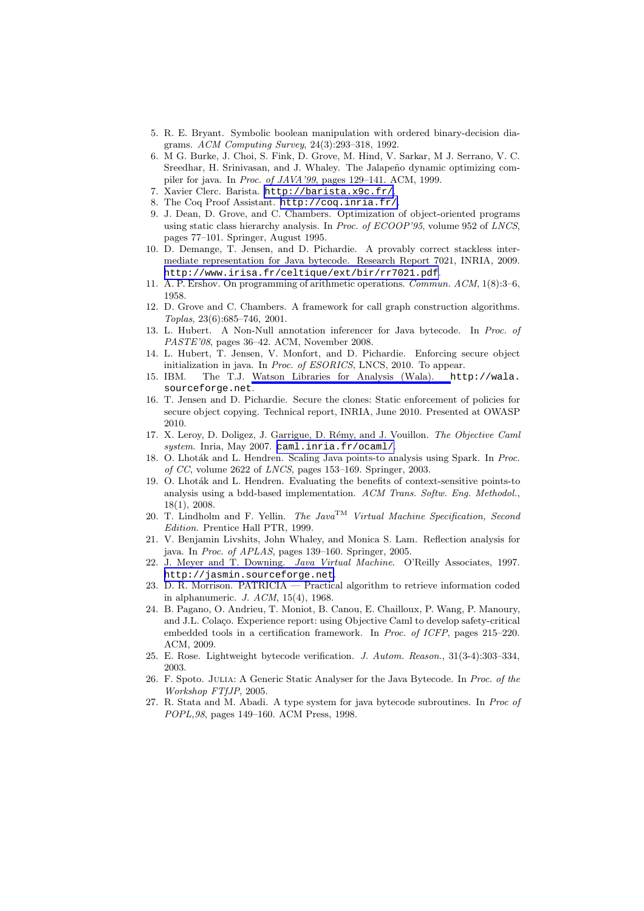5. R. E. Bryant. Symbolic boolean manipulation with ordered binary-decision diagrams. *ACM Computing Survey*, 24(3):293–318, 1992.
6. M G. Burke, J. Choi, S. Fink, D. Grove, M. Hind, V. Sarkar, M J. Serrano, V. C. Sreedhar, H. Srinivasan, and J. Whaley. The Jalapeño dynamic optimizing compiler for java. In *Proc. of JAVA'99*, pages 129–141. ACM, 1999.
7. Xavier Clerc. Barista. `http://barista.x9c.fr/`.
8. The Coq Proof Assistant. `http://coq.inria.fr/`.
9. J. Dean, D. Grove, and C. Chambers. Optimization of object-oriented programs using static class hierarchy analysis. In *Proc. of ECOOP'95*, volume 952 of *LNCS*, pages 77–101. Springer, August 1995.
10. D. Demange, T. Jensen, and D. Pichardie. A provably correct stackless intermediate representation for Java bytecode. Research Report 7021, INRIA, 2009. `http://www.irisa.fr/celtique/ext/bir/rr7021.pdf`.
11. A. P. Ershov. On programming of arithmetic operations. *Commun. ACM*, 1(8):3–6, 1958.
12. D. Grove and C. Chambers. A framework for call graph construction algorithms. *Toplas*, 23(6):685–746, 2001.
13. L. Hubert. A Non-Null annotation inferencer for Java bytecode. In *Proc. of PASTE'08*, pages 36–42. ACM, November 2008.
14. L. Hubert, T. Jensen, V. Monfort, and D. Pichardie. Enforcing secure object initialization in java. In *Proc. of ESORICS*, LNCS, 2010. To appear.
15. IBM. The T.J. Watson Libraries for Analysis (Wala). `http://wala.sourceforge.net`.
16. T. Jensen and D. Pichardie. Secure the clones: Static enforcement of policies for secure object copying. Technical report, INRIA, June 2010. Presented at OWASP 2010.
17. X. Leroy, D. Doligez, J. Garrigue, D. Rémy, and J. Vouillon. *The Objective Caml system*. Inria, May 2007. `caml.inria.fr/ocaml/`.
18. O. Lhoták and L. Hendren. Scaling Java points-to analysis using Spark. In *Proc. of CC*, volume 2622 of *LNCS*, pages 153–169. Springer, 2003.
19. O. Lhoták and L. Hendren. Evaluating the benefits of context-sensitive points-to analysis using a bdd-based implementation. *ACM Trans. Softw. Eng. Methodol.*, 18(1), 2008.
20. T. Lindholm and F. Yellin. *The Java™ Virtual Machine Specification, Second Edition*. Prentice Hall PTR, 1999.
21. V. Benjamin Livshits, John Whaley, and Monica S. Lam. Reflection analysis for java. In *Proc. of APLAS*, pages 139–160. Springer, 2005.
22. J. Meyer and T. Downing. *Java Virtual Machine*. O'Reilly Associates, 1997. `http://jasmin.sourceforge.net`.
23. D. R. Morrison. PATRICIA — Practical algorithm to retrieve information coded in alphanumeric. *J. ACM*, 15(4), 1968.
24. B. Pagano, O. Andrieu, T. Moniot, B. Canou, E. Chailloux, P. Wang, P. Manoury, and J.L. Colaço. Experience report: using Objective Caml to develop safety-critical embedded tools in a certification framework. In *Proc. of ICFP*, pages 215–220. ACM, 2009.
25. E. Rose. Lightweight bytecode verification. *J. Autom. Reason.*, 31(3-4):303–334, 2003.
26. F. Spoto. Julia: A Generic Static Analyser for the Java Bytecode. In *Proc. of the Workshop FTfJP*, 2005.
27. R. Stata and M. Abadi. A type system for java bytecode subroutines. In *Proc of POPL,98*, pages 149–160. ACM Press, 1998.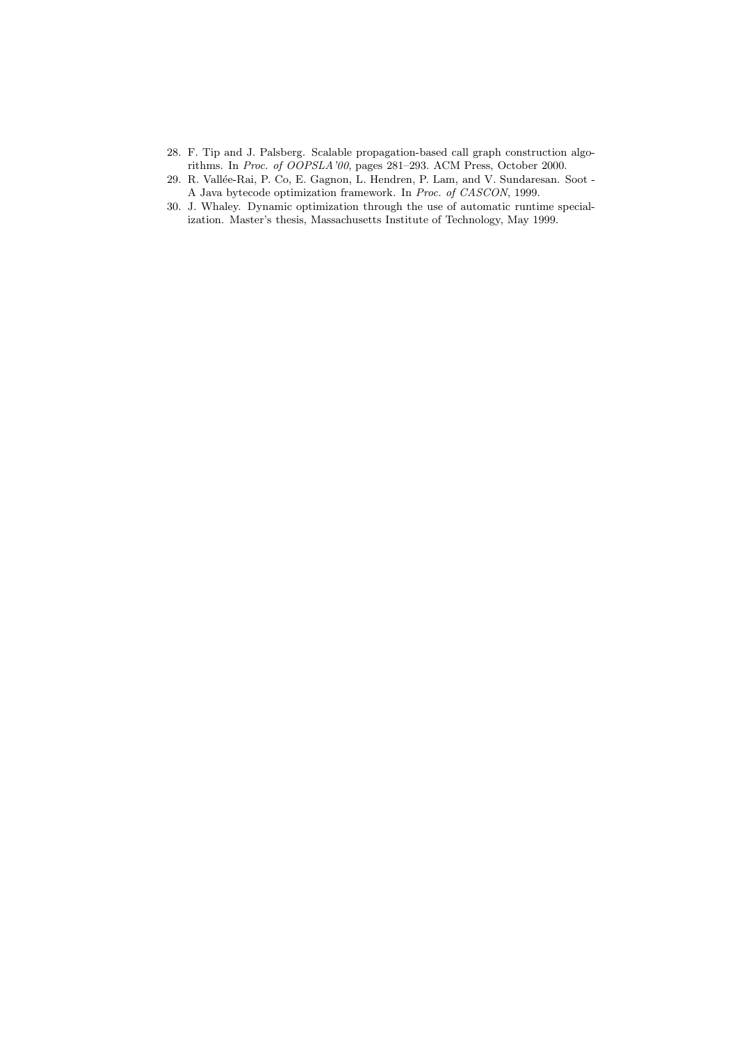28. F. Tip and J. Palsberg. Scalable propagation-based call graph construction algorithms. In *Proc. of OOPSLA'00*, pages 281–293. ACM Press, October 2000.
29. R. Vallée-Rai, P. Co, E. Gagnon, L. Hendren, P. Lam, and V. Sundaresan. Soot - A Java bytecode optimization framework. In *Proc. of CASCON*, 1999.
30. J. Whaley. Dynamic optimization through the use of automatic runtime specialization. Master's thesis, Massachusetts Institute of Technology, May 1999.